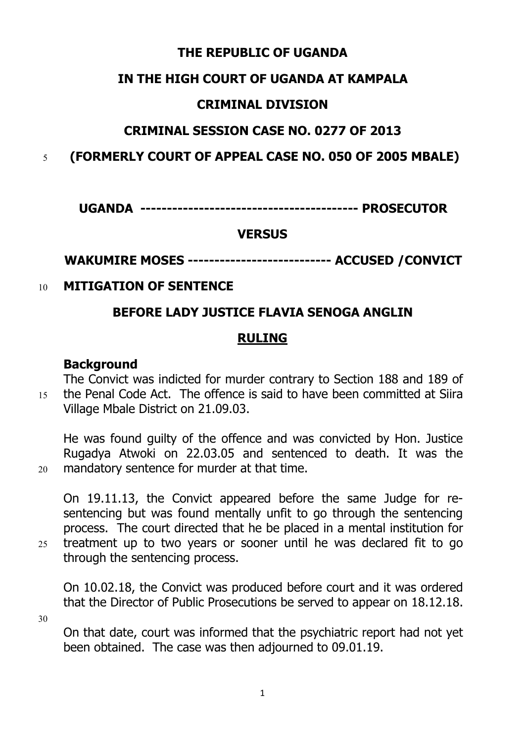**THE REPUBLIC OF UGANDA**

**IN THE HIGH COURT OF UGANDA AT KAMPALA**

**CRIMINAL DIVISION**

**CRIMINAL SESSION CASE NO. 0277 OF 2013**

**(FORMERLY COURT OF APPEAL CASE NO. 050 OF 2005 MBALE)**

**UGANDA ---------------------------------------- PROSECUTOR**

**VERSUS**

**WAKUMIRE MOSES --------------------------- ACCUSED /CONVICT**

**MITIGATION OF SENTENCE**

**BEFORE LADY JUSTICE FLAVIA SENOGA ANGLIN**

**RULING**

**Background**

The Convict was indicted for murder contrary to Section 188 and 189 of the Penal Code Act. The offence is said to have been committed at Siira Village Mbale District on 21.09.03.

He was found guilty of the offence and was convicted by Hon. Justice Rugadya Atwoki on 22.03.05 and sentenced to death. It was the mandatory sentence for murder at that time.

On 19.11.13, the Convict appeared before the same Judge for re-sentencing but was found mentally unfit to go through the sentencing process. The court directed that he be placed in a mental institution for treatment up to two years or sooner until he was declared fit to go through the sentencing process.

On 10.02.18, the Convict was produced before court and it was ordered that the Director of Public Prosecutions be served to appear on 18.12.18.

On that date, court was informed that the psychiatric report had not yet been obtained. The case was then adjourned to 09.01.19.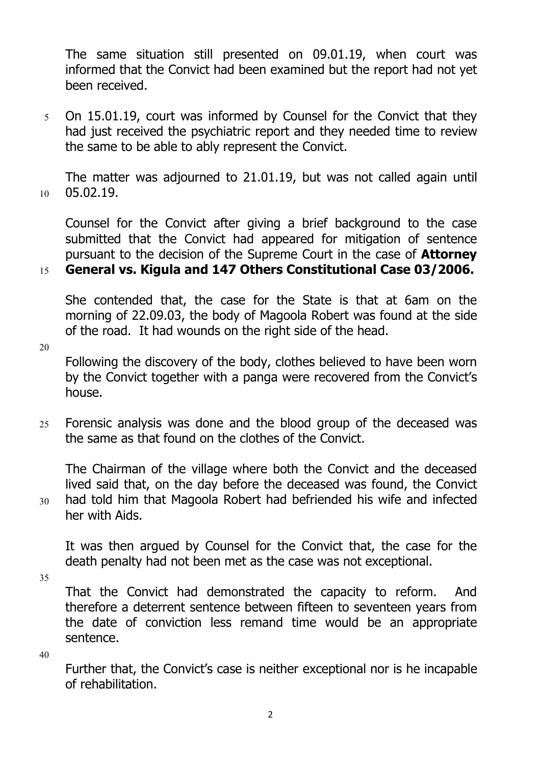The same situation still presented on 09.01.19, when court was informed that the Convict had been examined but the report had not yet been received.

On 15.01.19, court was informed by Counsel for the Convict that they had just received the psychiatric report and they needed time to review the same to be able to ably represent the Convict.

The matter was adjourned to 21.01.19, but was not called again until 05.02.19.

Counsel for the Convict after giving a brief background to the case submitted that the Convict had appeared for mitigation of sentence pursuant to the decision of the Supreme Court in the case of **Attorney General vs. Kigula and 147 Others Constitutional Case 03/2006.**

She contended that, the case for the State is that at 6am on the morning of 22.09.03, the body of Magoola Robert was found at the side of the road. It had wounds on the right side of the head.

Following the discovery of the body, clothes believed to have been worn by the Convict together with a panga were recovered from the Convict's house.

Forensic analysis was done and the blood group of the deceased was the same as that found on the clothes of the Convict.

The Chairman of the village where both the Convict and the deceased lived said that, on the day before the deceased was found, the Convict had told him that Magoola Robert had befriended his wife and infected her with Aids.

It was then argued by Counsel for the Convict that, the case for the death penalty had not been met as the case was not exceptional.

That the Convict had demonstrated the capacity to reform. And therefore a deterrent sentence between fifteen to seventeen years from the date of conviction less remand time would be an appropriate sentence.

Further that, the Convict's case is neither exceptional nor is he incapable of rehabilitation.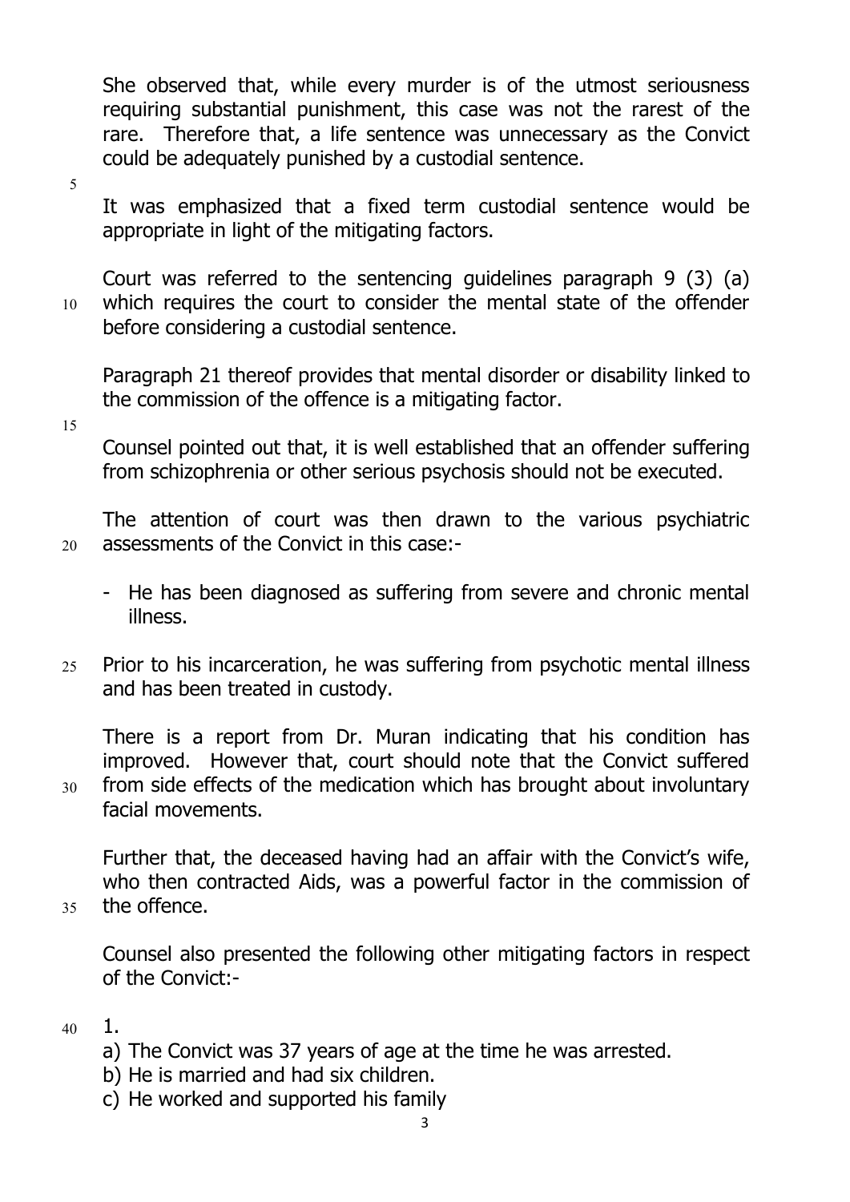She observed that, while every murder is of the utmost seriousness requiring substantial punishment, this case was not the rarest of the rare. Therefore that, a life sentence was unnecessary as the Convict could be adequately punished by a custodial sentence.

It was emphasized that a fixed term custodial sentence would be appropriate in light of the mitigating factors.

Court was referred to the sentencing guidelines paragraph 9 (3) (a) which requires the court to consider the mental state of the offender before considering a custodial sentence.

Paragraph 21 thereof provides that mental disorder or disability linked to the commission of the offence is a mitigating factor.

Counsel pointed out that, it is well established that an offender suffering from schizophrenia or other serious psychosis should not be executed.

The attention of court was then drawn to the various psychiatric assessments of the Convict in this case:-

- He has been diagnosed as suffering from severe and chronic mental illness.

Prior to his incarceration, he was suffering from psychotic mental illness and has been treated in custody.

There is a report from Dr. Muran indicating that his condition has improved. However that, court should note that the Convict suffered from side effects of the medication which has brought about involuntary facial movements.

Further that, the deceased having had an affair with the Convict's wife, who then contracted Aids, was a powerful factor in the commission of the offence.

Counsel also presented the following other mitigating factors in respect of the Convict:-

1.
   a) The Convict was 37 years of age at the time he was arrested.
   b) He is married and had six children.
   c) He worked and supported his family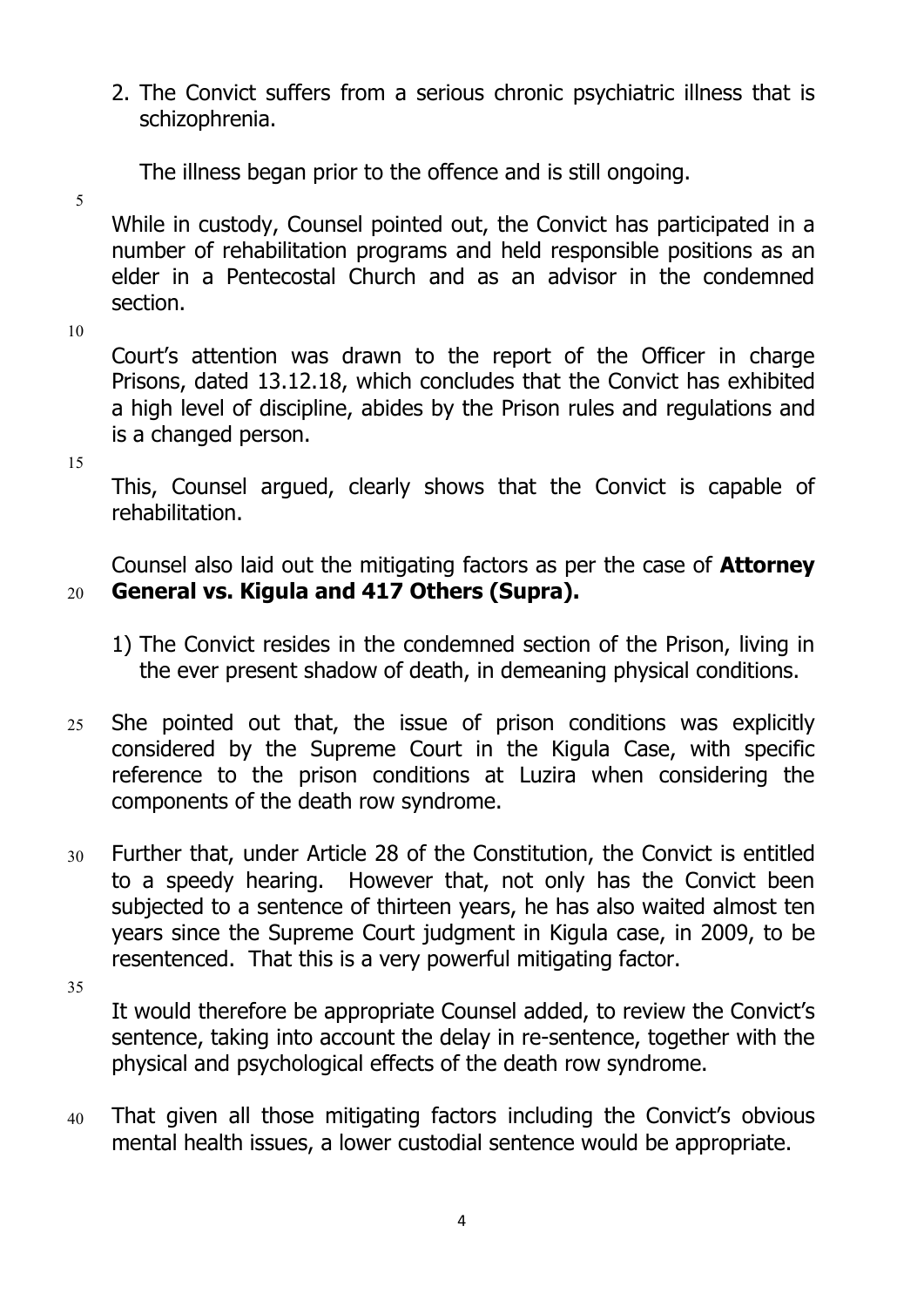2. The Convict suffers from a serious chronic psychiatric illness that is schizophrenia.

   The illness began prior to the offence and is still ongoing.

   While in custody, Counsel pointed out, the Convict has participated in a number of rehabilitation programs and held responsible positions as an elder in a Pentecostal Church and as an advisor in the condemned section.

   Court's attention was drawn to the report of the Officer in charge Prisons, dated 13.12.18, which concludes that the Convict has exhibited a high level of discipline, abides by the Prison rules and regulations and is a changed person.

   This, Counsel argued, clearly shows that the Convict is capable of rehabilitation.

   Counsel also laid out the mitigating factors as per the case of **Attorney General vs. Kigula and 417 Others (Supra).**

   1) The Convict resides in the condemned section of the Prison, living in the ever present shadow of death, in demeaning physical conditions.

She pointed out that, the issue of prison conditions was explicitly considered by the Supreme Court in the Kigula Case, with specific reference to the prison conditions at Luzira when considering the components of the death row syndrome.

Further that, under Article 28 of the Constitution, the Convict is entitled to a speedy hearing. However that, not only has the Convict been subjected to a sentence of thirteen years, he has also waited almost ten years since the Supreme Court judgment in Kigula case, in 2009, to be resentenced. That this is a very powerful mitigating factor.

It would therefore be appropriate Counsel added, to review the Convict's sentence, taking into account the delay in re-sentence, together with the physical and psychological effects of the death row syndrome.

That given all those mitigating factors including the Convict's obvious mental health issues, a lower custodial sentence would be appropriate.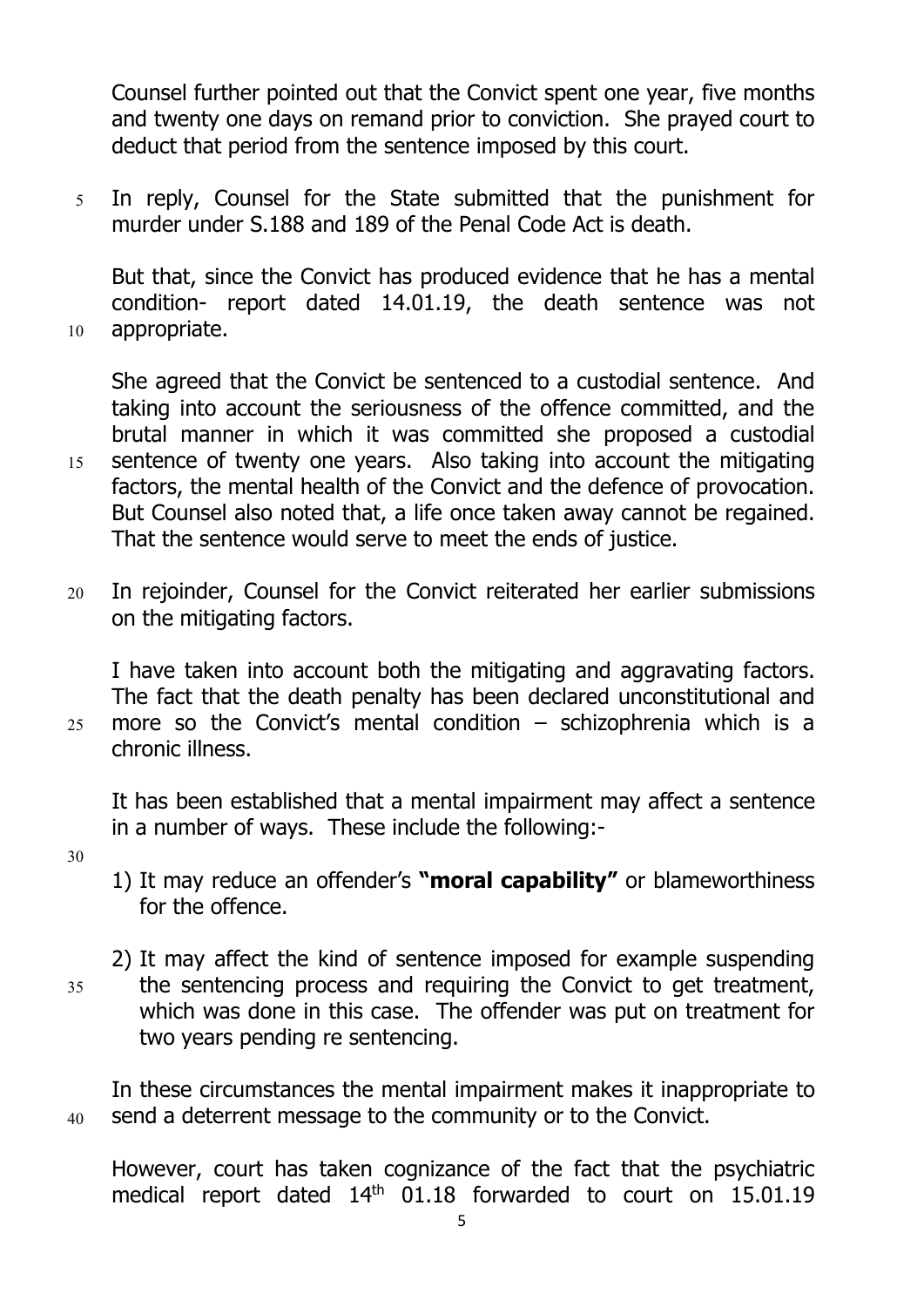Counsel further pointed out that the Convict spent one year, five months and twenty one days on remand prior to conviction. She prayed court to deduct that period from the sentence imposed by this court.

In reply, Counsel for the State submitted that the punishment for murder under S.188 and 189 of the Penal Code Act is death.

But that, since the Convict has produced evidence that he has a mental condition- report dated 14.01.19, the death sentence was not appropriate.

She agreed that the Convict be sentenced to a custodial sentence. And taking into account the seriousness of the offence committed, and the brutal manner in which it was committed she proposed a custodial sentence of twenty one years. Also taking into account the mitigating factors, the mental health of the Convict and the defence of provocation. But Counsel also noted that, a life once taken away cannot be regained. That the sentence would serve to meet the ends of justice.

In rejoinder, Counsel for the Convict reiterated her earlier submissions on the mitigating factors.

I have taken into account both the mitigating and aggravating factors. The fact that the death penalty has been declared unconstitutional and more so the Convict's mental condition – schizophrenia which is a chronic illness.

It has been established that a mental impairment may affect a sentence in a number of ways. These include the following:-

1) It may reduce an offender's **"moral capability"** or blameworthiness for the offence.

2) It may affect the kind of sentence imposed for example suspending the sentencing process and requiring the Convict to get treatment, which was done in this case. The offender was put on treatment for two years pending re sentencing.

In these circumstances the mental impairment makes it inappropriate to send a deterrent message to the community or to the Convict.

However, court has taken cognizance of the fact that the psychiatric medical report dated 14th 01.18 forwarded to court on 15.01.19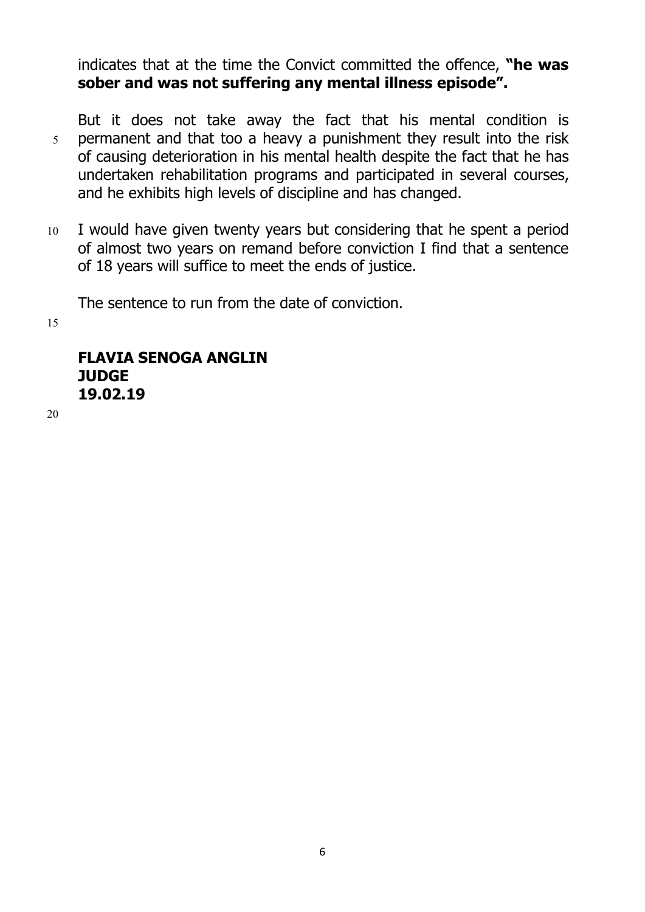indicates that at the time the Convict committed the offence, **"he was sober and was not suffering any mental illness episode".**

But it does not take away the fact that his mental condition is permanent and that too a heavy a punishment they result into the risk of causing deterioration in his mental health despite the fact that he has undertaken rehabilitation programs and participated in several courses, and he exhibits high levels of discipline and has changed.

I would have given twenty years but considering that he spent a period of almost two years on remand before conviction I find that a sentence of 18 years will suffice to meet the ends of justice.

The sentence to run from the date of conviction.

**FLAVIA SENOGA ANGLIN**
**JUDGE**
**19.02.19**